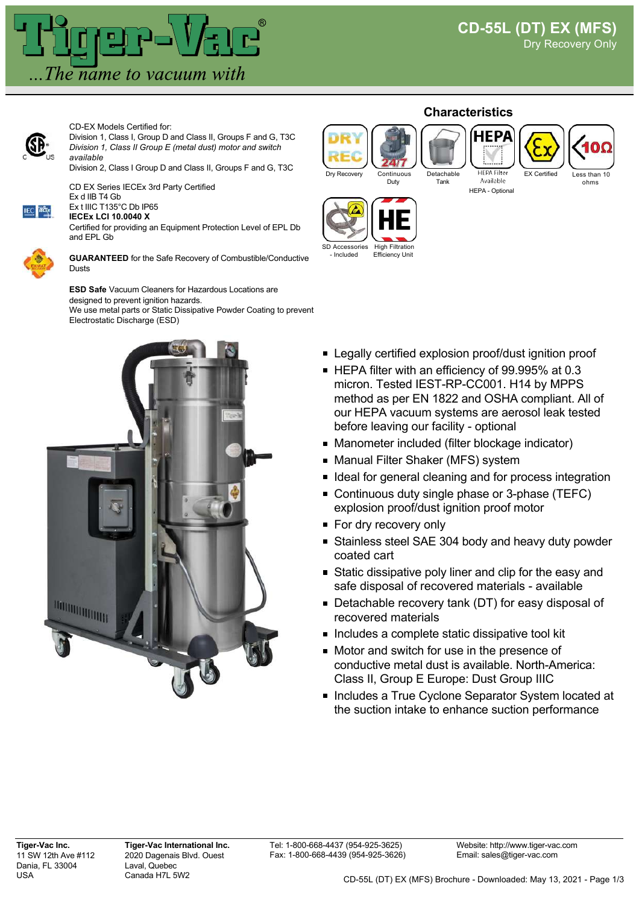# CD-55L (DT) EX (MFS)

Dry Recovery Only

CD-EX Models Certified for:
Division 1, Class I, Group D and Class II, Groups F and G, T3C
*Division 1, Class II Group E (metal dust) motor and switch available*
Division 2, Class I Group D and Class II, Groups F and G, T3C

CD EX Series IECEx 3rd Party Certified
Ex d IIB T4 Gb
Ex t IIIC T135°C Db IP65
**IECEx LCI 10.0040 X**
Certified for providing an Equipment Protection Level of EPL Db and EPL Gb

**GUARANTEED** for the Safe Recovery of Combustible/Conductive Dusts

**ESD Safe** Vacuum Cleaners for Hazardous Locations are designed to prevent ignition hazards.
We use metal parts or Static Dissipative Powder Coating to prevent Electrostatic Discharge (ESD)

## Characteristics

- Dry Recovery
- Continuous Duty
- Detachable Tank
- HEPA Filter Available (HEPA - Optional)
- EX Certified
- Less than 10 ohms
- SD Accessories - Included
- High Filtration Efficiency Unit

- Legally certified explosion proof/dust ignition proof
- HEPA filter with an efficiency of 99.995% at 0.3 micron. Tested IEST-RP-CC001. H14 by MPPS method as per EN 1822 and OSHA compliant. All of our HEPA vacuum systems are aerosol leak tested before leaving our facility - optional
- Manometer included (filter blockage indicator)
- Manual Filter Shaker (MFS) system
- Ideal for general cleaning and for process integration
- Continuous duty single phase or 3-phase (TEFC) explosion proof/dust ignition proof motor
- For dry recovery only
- Stainless steel SAE 304 body and heavy duty powder coated cart
- Static dissipative poly liner and clip for the easy and safe disposal of recovered materials - available
- Detachable recovery tank (DT) for easy disposal of recovered materials
- Includes a complete static dissipative tool kit
- Motor and switch for use in the presence of conductive metal dust is available. North-America: Class II, Group E Europe: Dust Group IIIC
- Includes a True Cyclone Separator System located at the suction intake to enhance suction performance

**Tiger-Vac Inc.**
11 SW 12th Ave #112
Dania, FL 33004
USA

**Tiger-Vac International Inc.**
2020 Dagenais Blvd. Ouest
Laval, Quebec
Canada H7L 5W2

Tel: 1-800-668-4437 (954-925-3625)
Fax: 1-800-668-4439 (954-925-3626)

Website: http://www.tiger-vac.com
Email: sales@tiger-vac.com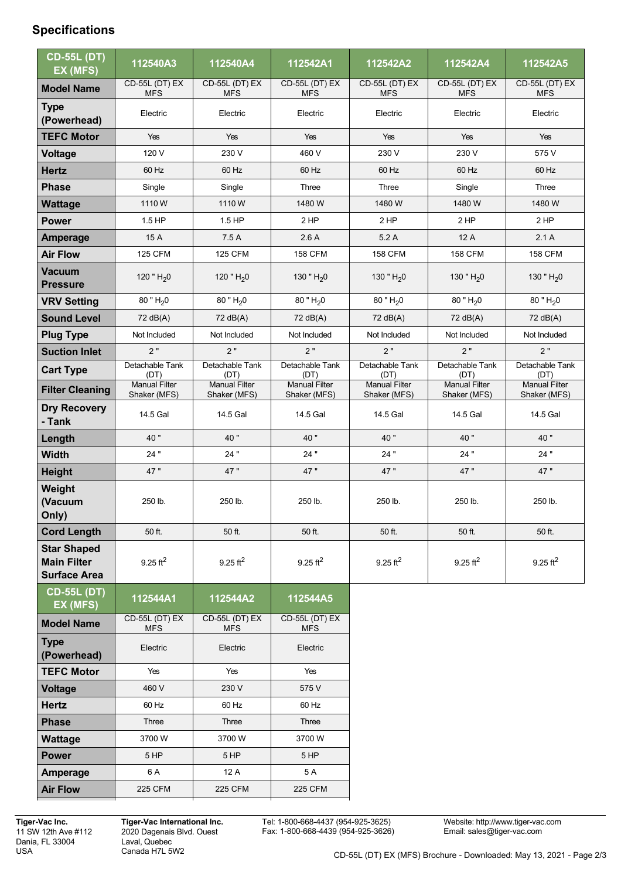## Specifications

| CD-55L (DT) EX (MFS) | 112540A3 | 112540A4 | 112542A1 | 112542A2 | 112542A4 | 112542A5 |
|---|---|---|---|---|---|---|
| **Model Name** | CD-55L (DT) EX MFS | CD-55L (DT) EX MFS | CD-55L (DT) EX MFS | CD-55L (DT) EX MFS | CD-55L (DT) EX MFS | CD-55L (DT) EX MFS |
| **Type (Powerhead)** | Electric | Electric | Electric | Electric | Electric | Electric |
| **TEFC Motor** | Yes | Yes | Yes | Yes | Yes | Yes |
| **Voltage** | 120 V | 230 V | 460 V | 230 V | 230 V | 575 V |
| **Hertz** | 60 Hz | 60 Hz | 60 Hz | 60 Hz | 60 Hz | 60 Hz |
| **Phase** | Single | Single | Three | Three | Single | Three |
| **Wattage** | 1110 W | 1110 W | 1480 W | 1480 W | 1480 W | 1480 W |
| **Power** | 1.5 HP | 1.5 HP | 2 HP | 2 HP | 2 HP | 2 HP |
| **Amperage** | 15 A | 7.5 A | 2.6 A | 5.2 A | 12 A | 2.1 A |
| **Air Flow** | 125 CFM | 125 CFM | 158 CFM | 158 CFM | 158 CFM | 158 CFM |
| **Vacuum Pressure** | 120 " $H_2O$ | 120 " $H_2O$ | 130 " $H_2O$ | 130 " $H_2O$ | 130 " $H_2O$ | 130 " $H_2O$ |
| **VRV Setting** | 80 " $H_2O$ | 80 " $H_2O$ | 80 " $H_2O$ | 80 " $H_2O$ | 80 " $H_2O$ | 80 " $H_2O$ |
| **Sound Level** | 72 dB(A) | 72 dB(A) | 72 dB(A) | 72 dB(A) | 72 dB(A) | 72 dB(A) |
| **Plug Type** | Not Included | Not Included | Not Included | Not Included | Not Included | Not Included |
| **Suction Inlet** | 2 " | 2 " | 2 " | 2 " | 2 " | 2 " |
| **Cart Type** | Detachable Tank (DT) | Detachable Tank (DT) | Detachable Tank (DT) | Detachable Tank (DT) | Detachable Tank (DT) | Detachable Tank (DT) |
| **Filter Cleaning** | Manual Filter Shaker (MFS) | Manual Filter Shaker (MFS) | Manual Filter Shaker (MFS) | Manual Filter Shaker (MFS) | Manual Filter Shaker (MFS) | Manual Filter Shaker (MFS) |
| **Dry Recovery - Tank** | 14.5 Gal | 14.5 Gal | 14.5 Gal | 14.5 Gal | 14.5 Gal | 14.5 Gal |
| **Length** | 40 " | 40 " | 40 " | 40 " | 40 " | 40 " |
| **Width** | 24 " | 24 " | 24 " | 24 " | 24 " | 24 " |
| **Height** | 47 " | 47 " | 47 " | 47 " | 47 " | 47 " |
| **Weight (Vacuum Only)** | 250 lb. | 250 lb. | 250 lb. | 250 lb. | 250 lb. | 250 lb. |
| **Cord Length** | 50 ft. | 50 ft. | 50 ft. | 50 ft. | 50 ft. | 50 ft. |
| **Star Shaped Main Filter Surface Area** | 9.25 $ft^2$ | 9.25 $ft^2$ | 9.25 $ft^2$ | 9.25 $ft^2$ | 9.25 $ft^2$ | 9.25 $ft^2$ |

| CD-55L (DT) EX (MFS) | 112544A1 | 112544A2 | 112544A5 |
|---|---|---|---|
| **Model Name** | CD-55L (DT) EX MFS | CD-55L (DT) EX MFS | CD-55L (DT) EX MFS |
| **Type (Powerhead)** | Electric | Electric | Electric |
| **TEFC Motor** | Yes | Yes | Yes |
| **Voltage** | 460 V | 230 V | 575 V |
| **Hertz** | 60 Hz | 60 Hz | 60 Hz |
| **Phase** | Three | Three | Three |
| **Wattage** | 3700 W | 3700 W | 3700 W |
| **Power** | 5 HP | 5 HP | 5 HP |
| **Amperage** | 6 A | 12 A | 5 A |
| **Air Flow** | 225 CFM | 225 CFM | 225 CFM |

**Tiger-Vac Inc.**
11 SW 12th Ave #112
Dania, FL 33004
USA

**Tiger-Vac International Inc.**
2020 Dagenais Blvd. Ouest
Laval, Quebec
Canada H7L 5W2

Tel: 1-800-668-4437 (954-925-3625)
Fax: 1-800-668-4439 (954-925-3626)

Website: http://www.tiger-vac.com
Email: sales@tiger-vac.com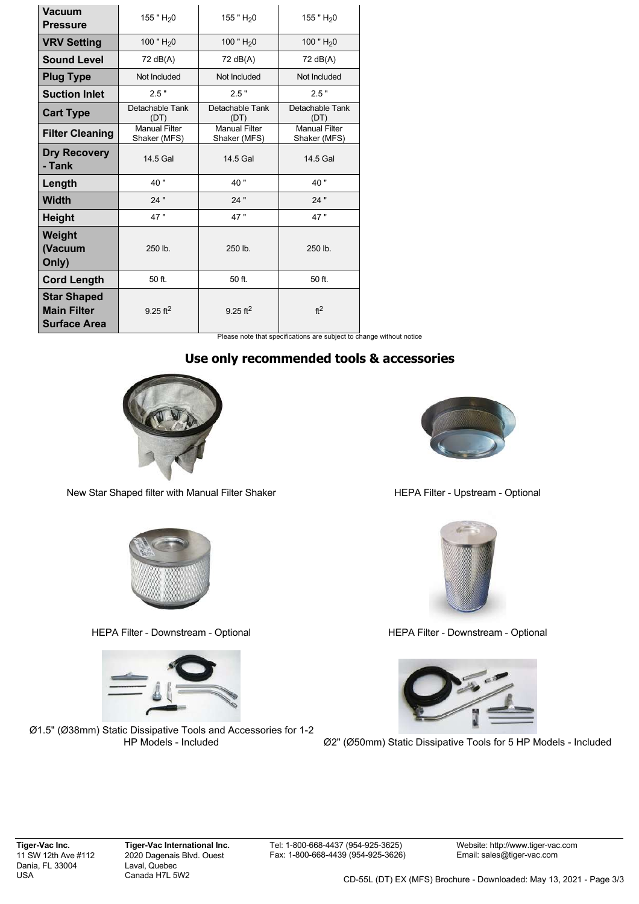| | | | |
|---|---|---|---|
| **Vacuum Pressure** | 155 " $H_2$0 | 155 " $H_2$0 | 155 " $H_2$0 |
| **VRV Setting** | 100 " $H_2$0 | 100 " $H_2$0 | 100 " $H_2$0 |
| **Sound Level** | 72 dB(A) | 72 dB(A) | 72 dB(A) |
| **Plug Type** | Not Included | Not Included | Not Included |
| **Suction Inlet** | 2.5 " | 2.5 " | 2.5 " |
| **Cart Type** | Detachable Tank (DT) | Detachable Tank (DT) | Detachable Tank (DT) |
| **Filter Cleaning** | Manual Filter Shaker (MFS) | Manual Filter Shaker (MFS) | Manual Filter Shaker (MFS) |
| **Dry Recovery - Tank** | 14.5 Gal | 14.5 Gal | 14.5 Gal |
| **Length** | 40 " | 40 " | 40 " |
| **Width** | 24 " | 24 " | 24 " |
| **Height** | 47 " | 47 " | 47 " |
| **Weight (Vacuum Only)** | 250 lb. | 250 lb. | 250 lb. |
| **Cord Length** | 50 ft. | 50 ft. | 50 ft. |
| **Star Shaped Main Filter Surface Area** | 9.25 $ft^2$ | 9.25 $ft^2$ | $ft^2$ |

Please note that specifications are subject to change without notice

## Use only recommended tools & accessories

New Star Shaped filter with Manual Filter Shaker

HEPA Filter - Upstream - Optional

HEPA Filter - Downstream - Optional

HEPA Filter - Downstream - Optional

Ø1.5" (Ø38mm) Static Dissipative Tools and Accessories for 1-2 HP Models - Included

Ø2" (Ø50mm) Static Dissipative Tools for 5 HP Models - Included

**Tiger-Vac Inc.**
11 SW 12th Ave #112
Dania, FL 33004
USA

**Tiger-Vac International Inc.**
2020 Dagenais Blvd. Ouest
Laval, Quebec
Canada H7L 5W2

Tel: 1-800-668-4437 (954-925-3625)
Fax: 1-800-668-4439 (954-925-3626)

Website: http://www.tiger-vac.com
Email: sales@tiger-vac.com

CD-55L (DT) EX (MFS) Brochure - Downloaded: May 13, 2021